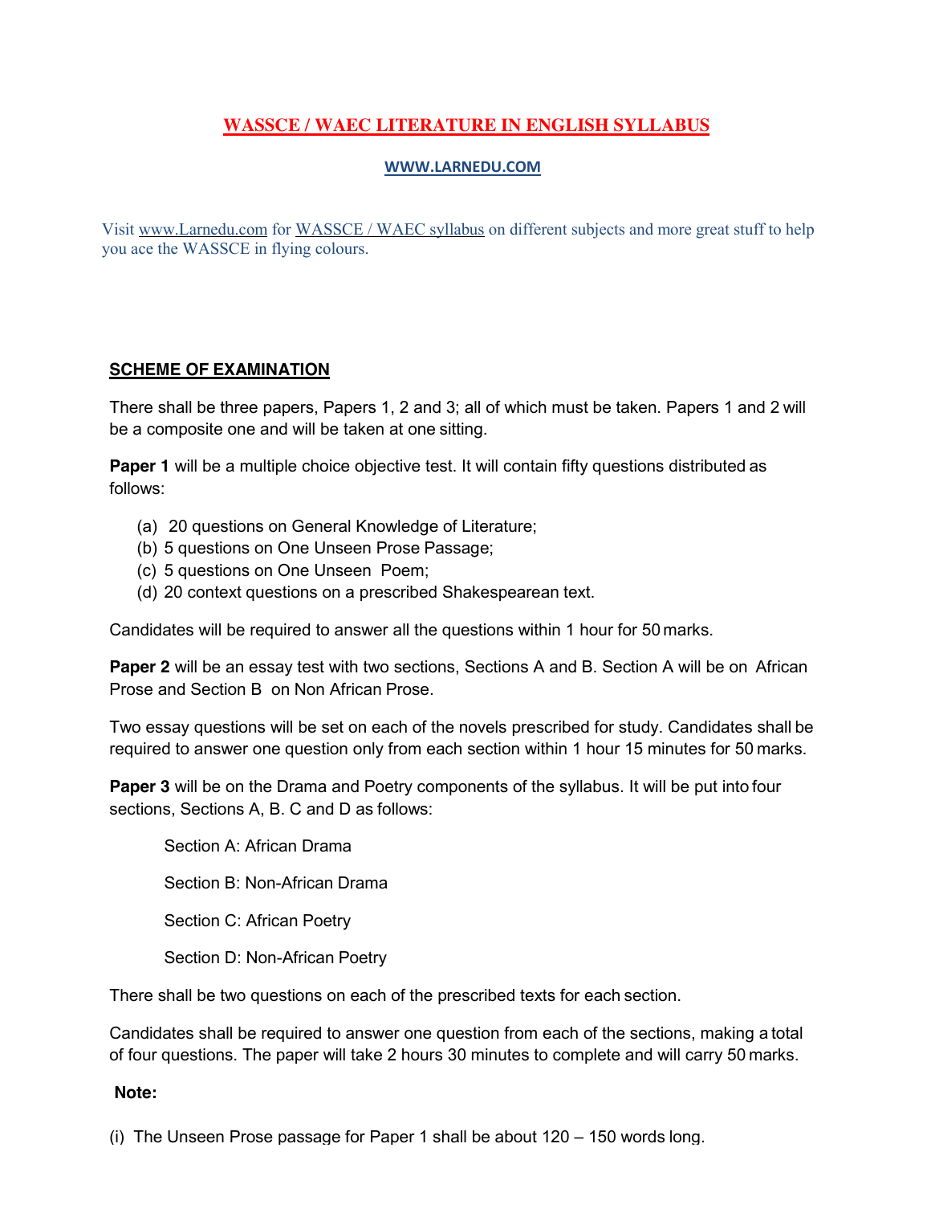# WASSCE / WAEC LITERATURE IN ENGLISH SYLLABUS

**WWW.LARNEDU.COM**

Visit www.Larnedu.com for WASSCE / WAEC syllabus on different subjects and more great stuff to help you ace the WASSCE in flying colours.

## SCHEME OF EXAMINATION

There shall be three papers, Papers 1, 2 and 3; all of which must be taken. Papers 1 and 2 will be a composite one and will be taken at one sitting.

**Paper 1** will be a multiple choice objective test. It will contain fifty questions distributed as follows:

(a) 20 questions on General Knowledge of Literature;
(b) 5 questions on One Unseen Prose Passage;
(c) 5 questions on One Unseen Poem;
(d) 20 context questions on a prescribed Shakespearean text.

Candidates will be required to answer all the questions within 1 hour for 50 marks.

**Paper 2** will be an essay test with two sections, Sections A and B. Section A will be on African Prose and Section B on Non African Prose.

Two essay questions will be set on each of the novels prescribed for study. Candidates shall be required to answer one question only from each section within 1 hour 15 minutes for 50 marks.

**Paper 3** will be on the Drama and Poetry components of the syllabus. It will be put into four sections, Sections A, B. C and D as follows:

Section A: African Drama

Section B: Non-African Drama

Section C: African Poetry

Section D: Non-African Poetry

There shall be two questions on each of the prescribed texts for each section.

Candidates shall be required to answer one question from each of the sections, making a total of four questions. The paper will take 2 hours 30 minutes to complete and will carry 50 marks.

**Note:**

(i) The Unseen Prose passage for Paper 1 shall be about 120 – 150 words long.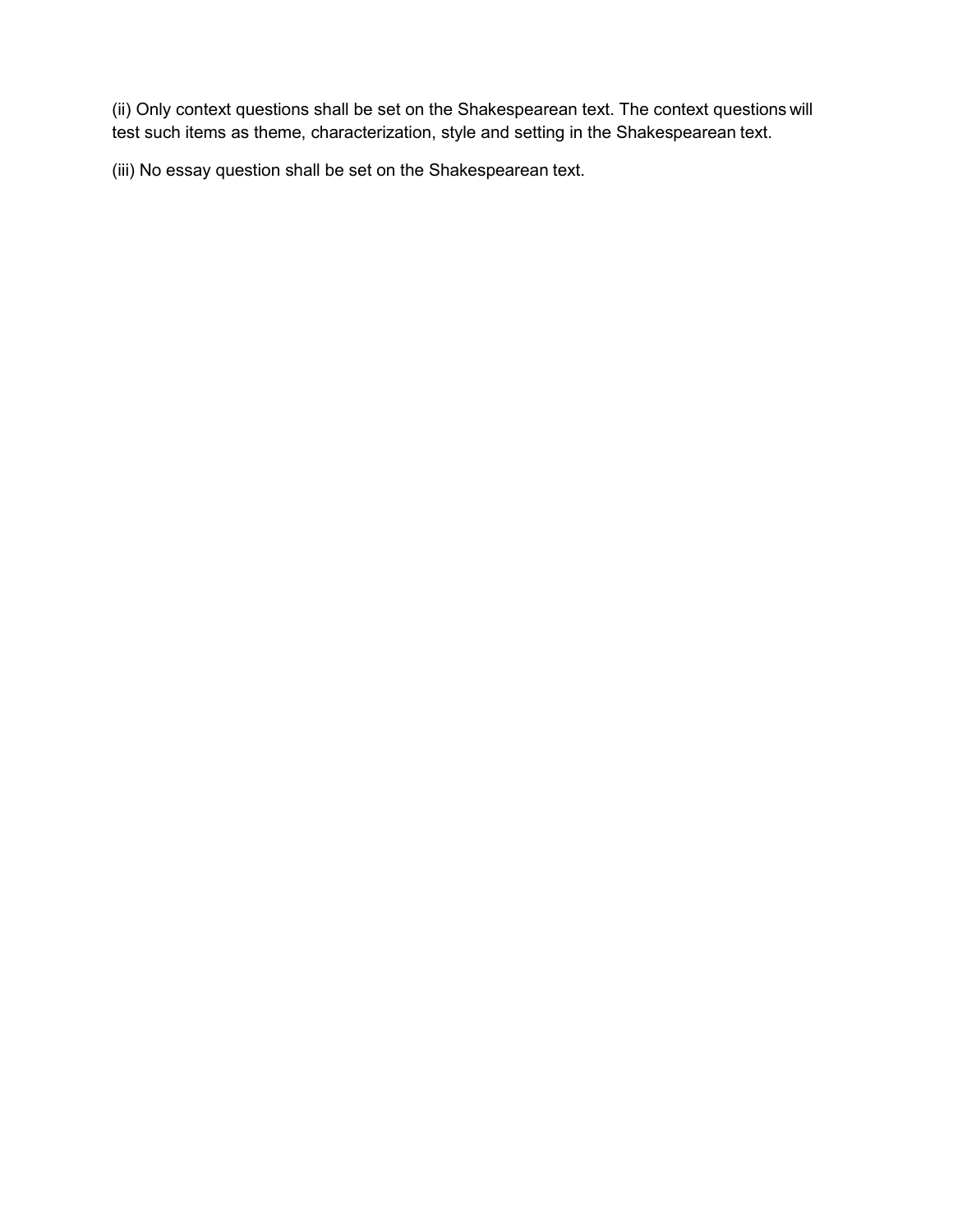(ii) Only context questions shall be set on the Shakespearean text. The context questions will test such items as theme, characterization, style and setting in the Shakespearean text.

(iii) No essay question shall be set on the Shakespearean text.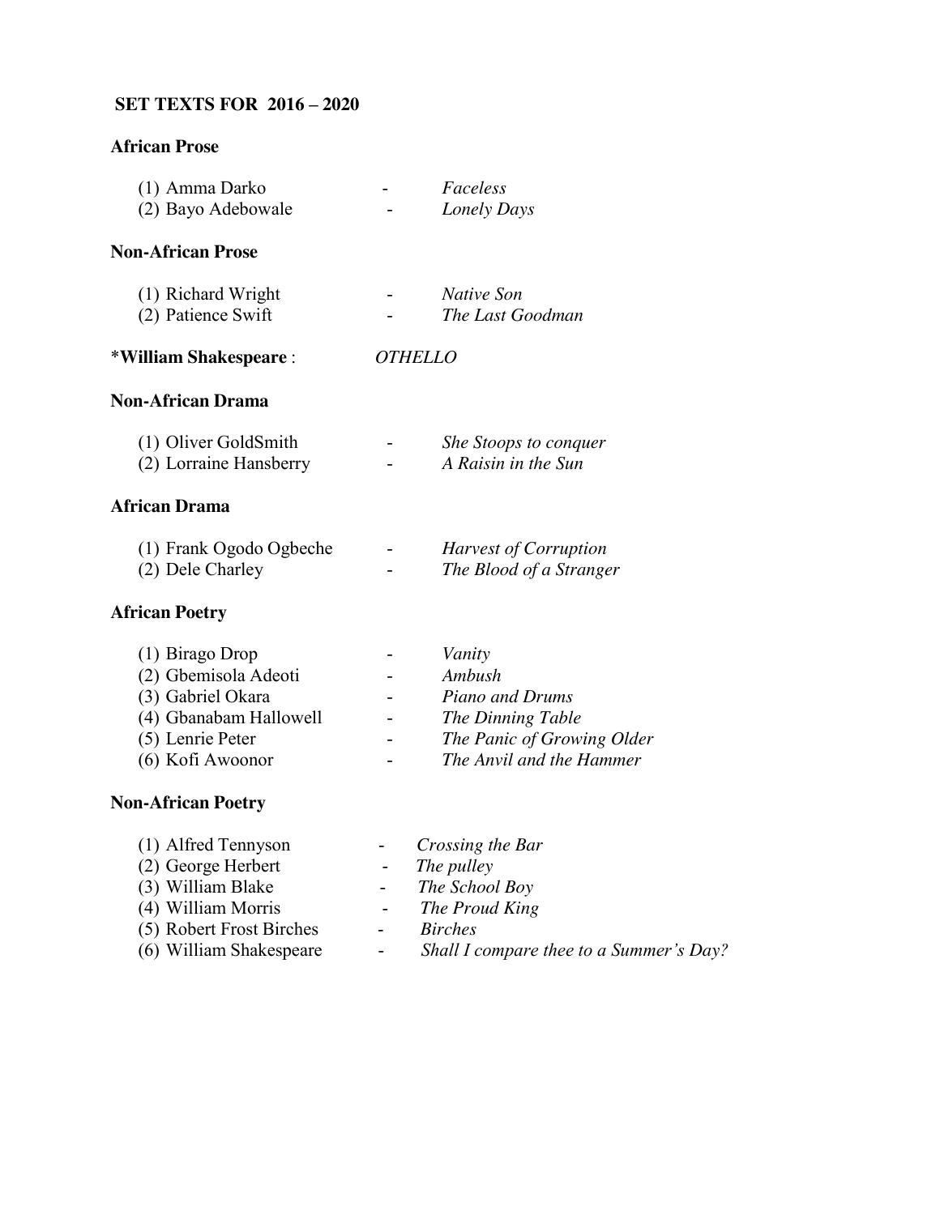## SET TEXTS FOR 2016 – 2020

### African Prose

(1) Amma Darko - *Faceless*
(2) Bayo Adebowale - *Lonely Days*

### Non-African Prose

(1) Richard Wright - *Native Son*
(2) Patience Swift - *The Last Goodman*

**\*William Shakespeare** : *OTHELLO*

### Non-African Drama

(1) Oliver GoldSmith - *She Stoops to conquer*
(2) Lorraine Hansberry - *A Raisin in the Sun*

### African Drama

(1) Frank Ogodo Ogbeche - *Harvest of Corruption*
(2) Dele Charley - *The Blood of a Stranger*

### African Poetry

(1) Birago Drop - *Vanity*
(2) Gbemisola Adeoti - *Ambush*
(3) Gabriel Okara - *Piano and Drums*
(4) Gbanabam Hallowell - *The Dinning Table*
(5) Lenrie Peter - *The Panic of Growing Older*
(6) Kofi Awoonor - *The Anvil and the Hammer*

### Non-African Poetry

(1) Alfred Tennyson - *Crossing the Bar*
(2) George Herbert - *The pulley*
(3) William Blake - *The School Boy*
(4) William Morris - *The Proud King*
(5) Robert Frost Birches - *Birches*
(6) William Shakespeare - *Shall I compare thee to a Summer's Day?*